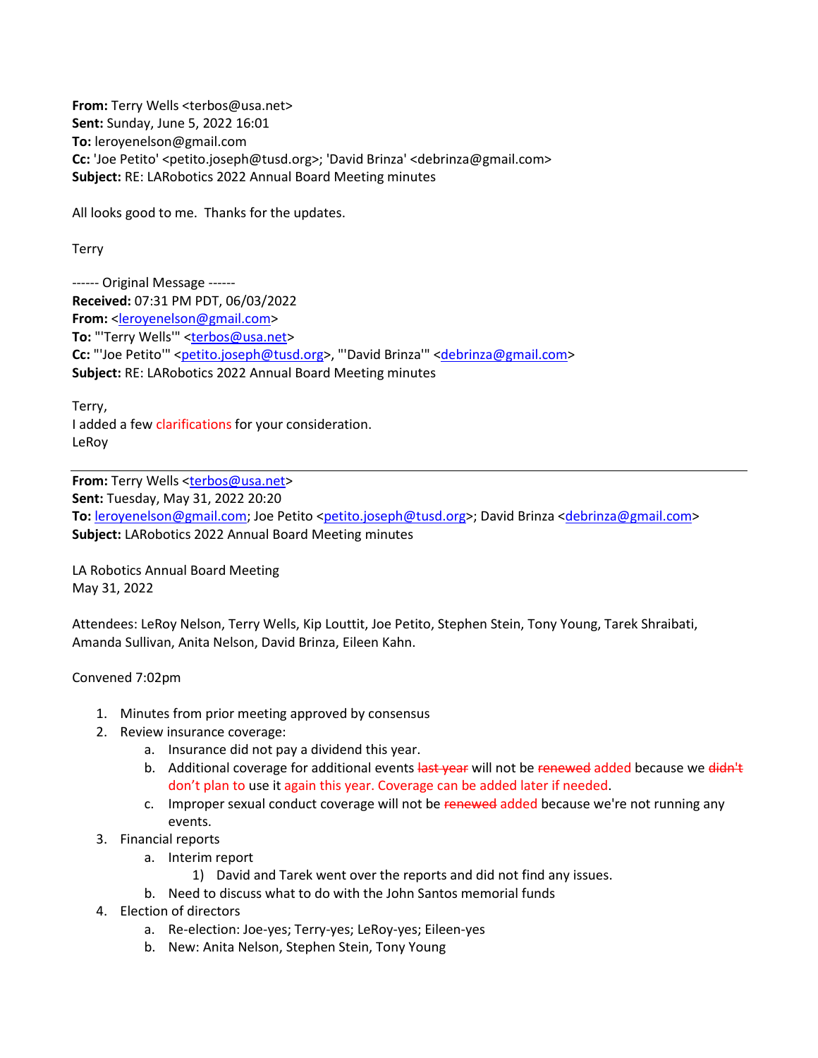**From:** Terry Wells <terbos@usa.net>
**Sent:** Sunday, June 5, 2022 16:01
**To:** leroyenelson@gmail.com
**Cc:** 'Joe Petito' <petito.joseph@tusd.org>; 'David Brinza' <debrinza@gmail.com>
**Subject:** RE: LARobotics 2022 Annual Board Meeting minutes

All looks good to me. Thanks for the updates.

Terry

------ Original Message ------
**Received:** 07:31 PM PDT, 06/03/2022
**From:** <leroyenelson@gmail.com>
**To:** "'Terry Wells'" <terbos@usa.net>
**Cc:** "'Joe Petito'" <petito.joseph@tusd.org>, "'David Brinza'" <debrinza@gmail.com>
**Subject:** RE: LARobotics 2022 Annual Board Meeting minutes

Terry,
I added a few clarifications for your consideration.
LeRoy

---

**From:** Terry Wells <terbos@usa.net>
**Sent:** Tuesday, May 31, 2022 20:20
**To:** leroyenelson@gmail.com; Joe Petito <petito.joseph@tusd.org>; David Brinza <debrinza@gmail.com>
**Subject:** LARobotics 2022 Annual Board Meeting minutes

LA Robotics Annual Board Meeting
May 31, 2022

Attendees: LeRoy Nelson, Terry Wells, Kip Louttit, Joe Petito, Stephen Stein, Tony Young, Tarek Shraibati, Amanda Sullivan, Anita Nelson, David Brinza, Eileen Kahn.

Convened 7:02pm

1. Minutes from prior meeting approved by consensus
2. Review insurance coverage:
   a. Insurance did not pay a dividend this year.
   b. Additional coverage for additional events ~~last year~~ will not be ~~renewed~~ added because we ~~didn't~~ don't plan to use it again this year. Coverage can be added later if needed.
   c. Improper sexual conduct coverage will not be ~~renewed~~ added because we're not running any events.
3. Financial reports
   a. Interim report
      1) David and Tarek went over the reports and did not find any issues.
   b. Need to discuss what to do with the John Santos memorial funds
4. Election of directors
   a. Re-election: Joe-yes; Terry-yes; LeRoy-yes; Eileen-yes
   b. New: Anita Nelson, Stephen Stein, Tony Young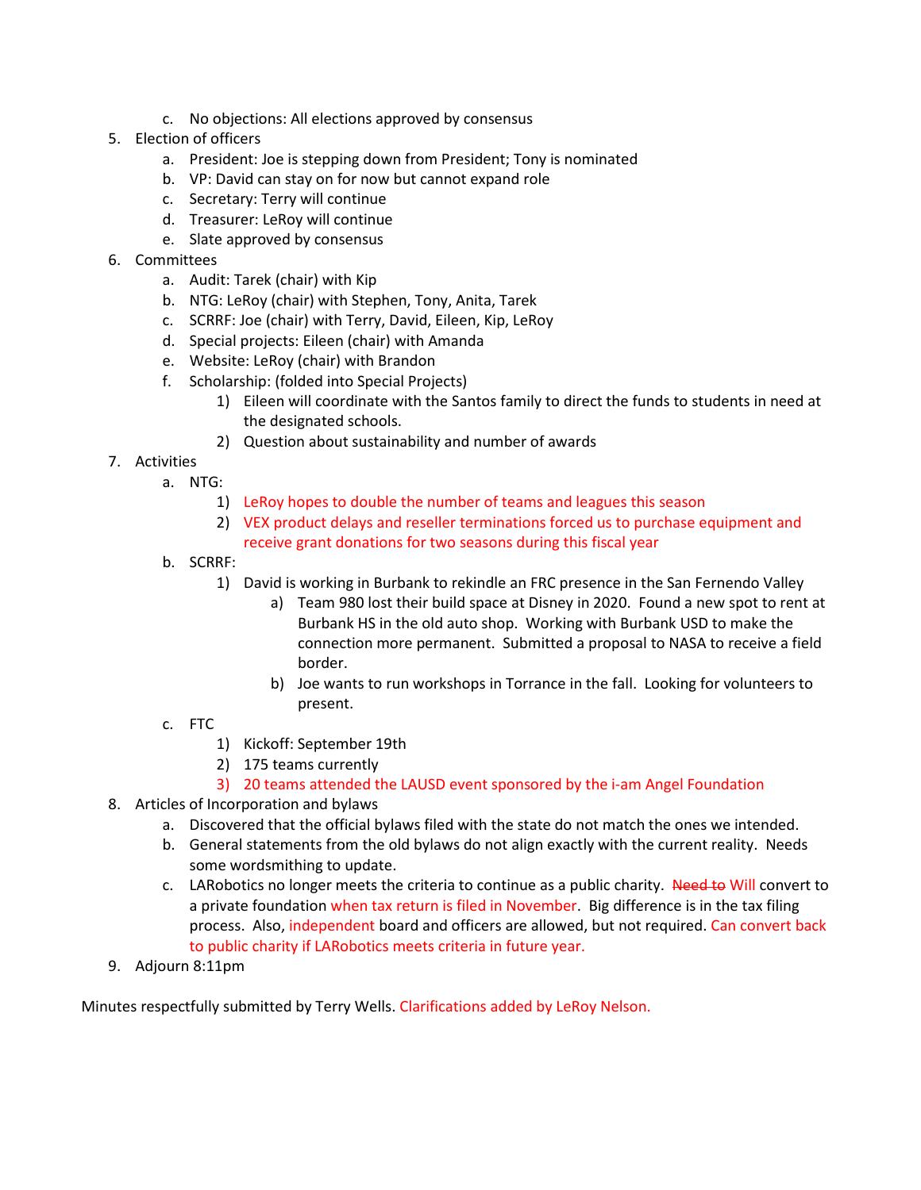c. No objections: All elections approved by consensus

5. Election of officers
   a. President: Joe is stepping down from President; Tony is nominated
   b. VP: David can stay on for now but cannot expand role
   c. Secretary: Terry will continue
   d. Treasurer: LeRoy will continue
   e. Slate approved by consensus
6. Committees
   a. Audit: Tarek (chair) with Kip
   b. NTG: LeRoy (chair) with Stephen, Tony, Anita, Tarek
   c. SCRRF: Joe (chair) with Terry, David, Eileen, Kip, LeRoy
   d. Special projects: Eileen (chair) with Amanda
   e. Website: LeRoy (chair) with Brandon
   f. Scholarship: (folded into Special Projects)
      1) Eileen will coordinate with the Santos family to direct the funds to students in need at the designated schools.
      2) Question about sustainability and number of awards
7. Activities
   a. NTG:
      1) LeRoy hopes to double the number of teams and leagues this season
      2) VEX product delays and reseller terminations forced us to purchase equipment and receive grant donations for two seasons during this fiscal year
   b. SCRRF:
      1) David is working in Burbank to rekindle an FRC presence in the San Fernando Valley
         a) Team 980 lost their build space at Disney in 2020. Found a new spot to rent at Burbank HS in the old auto shop. Working with Burbank USD to make the connection more permanent. Submitted a proposal to NASA to receive a field border.
         b) Joe wants to run workshops in Torrance in the fall. Looking for volunteers to present.
   c. FTC
      1) Kickoff: September 19th
      2) 175 teams currently
      3) 20 teams attended the LAUSD event sponsored by the i-am Angel Foundation
8. Articles of Incorporation and bylaws
   a. Discovered that the official bylaws filed with the state do not match the ones we intended.
   b. General statements from the old bylaws do not align exactly with the current reality. Needs some wordsmithing to update.
   c. LARobotics no longer meets the criteria to continue as a public charity. ~~Need to~~ Will convert to a private foundation when tax return is filed in November. Big difference is in the tax filing process. Also, independent board and officers are allowed, but not required. Can convert back to public charity if LARobotics meets criteria in future year.
9. Adjourn 8:11pm

Minutes respectfully submitted by Terry Wells. Clarifications added by LeRoy Nelson.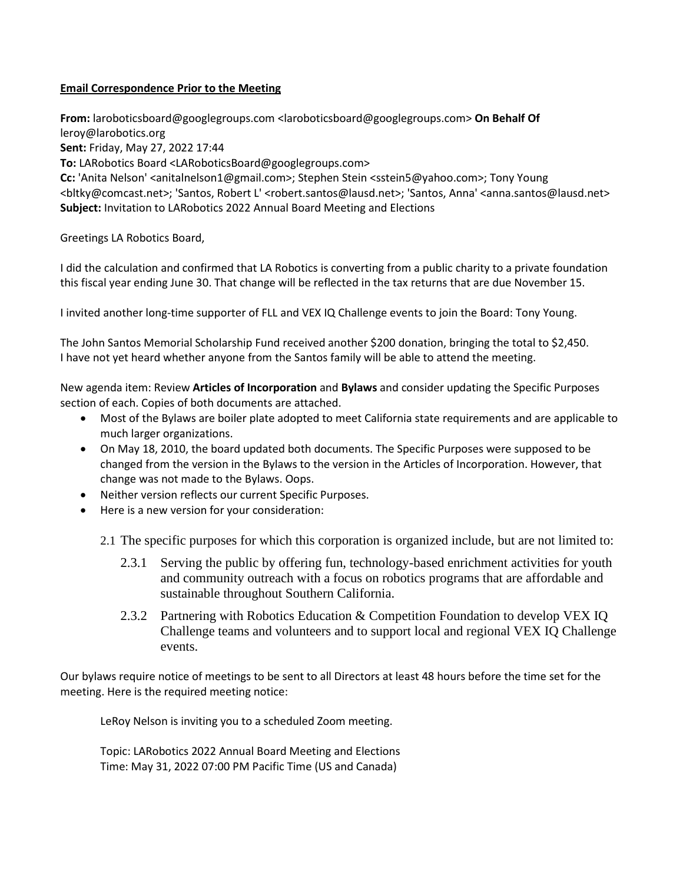**Email Correspondence Prior to the Meeting**

**From:** laroboticsboard@googlegroups.com <laroboticsboard@googlegroups.com> **On Behalf Of** leroy@larobotics.org
**Sent:** Friday, May 27, 2022 17:44
**To:** LARobotics Board <LARoboticsBoard@googlegroups.com>
**Cc:** 'Anita Nelson' <anitalnelson1@gmail.com>; Stephen Stein <sstein5@yahoo.com>; Tony Young <bltky@comcast.net>; 'Santos, Robert L' <robert.santos@lausd.net>; 'Santos, Anna' <anna.santos@lausd.net>
**Subject:** Invitation to LARobotics 2022 Annual Board Meeting and Elections

Greetings LA Robotics Board,

I did the calculation and confirmed that LA Robotics is converting from a public charity to a private foundation this fiscal year ending June 30. That change will be reflected in the tax returns that are due November 15.

I invited another long-time supporter of FLL and VEX IQ Challenge events to join the Board: Tony Young.

The John Santos Memorial Scholarship Fund received another $200 donation, bringing the total to $2,450. I have not yet heard whether anyone from the Santos family will be able to attend the meeting.

New agenda item: Review **Articles of Incorporation** and **Bylaws** and consider updating the Specific Purposes section of each. Copies of both documents are attached.

- Most of the Bylaws are boiler plate adopted to meet California state requirements and are applicable to much larger organizations.
- On May 18, 2010, the board updated both documents. The Specific Purposes were supposed to be changed from the version in the Bylaws to the version in the Articles of Incorporation. However, that change was not made to the Bylaws. Oops.
- Neither version reflects our current Specific Purposes.
- Here is a new version for your consideration:

  2.1 The specific purposes for which this corporation is organized include, but are not limited to:

  2.3.1 Serving the public by offering fun, technology-based enrichment activities for youth and community outreach with a focus on robotics programs that are affordable and sustainable throughout Southern California.

  2.3.2 Partnering with Robotics Education & Competition Foundation to develop VEX IQ Challenge teams and volunteers and to support local and regional VEX IQ Challenge events.

Our bylaws require notice of meetings to be sent to all Directors at least 48 hours before the time set for the meeting. Here is the required meeting notice:

> LeRoy Nelson is inviting you to a scheduled Zoom meeting.
>
> Topic: LARobotics 2022 Annual Board Meeting and Elections
> Time: May 31, 2022 07:00 PM Pacific Time (US and Canada)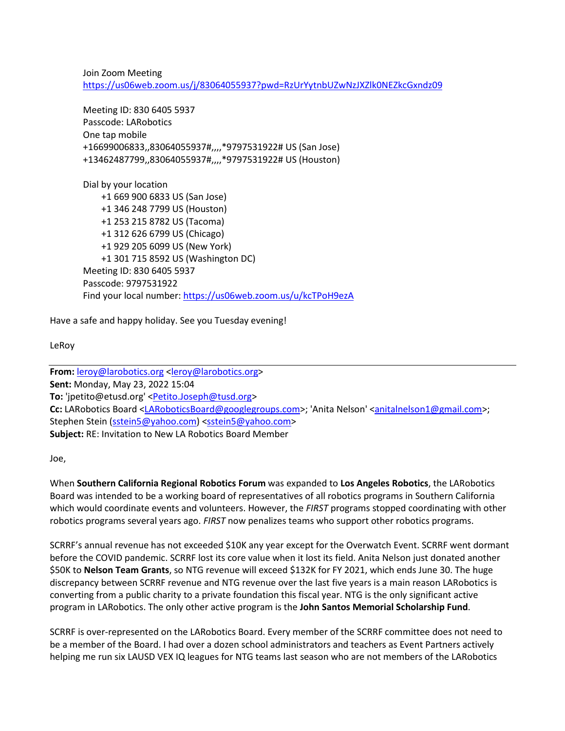Join Zoom Meeting
https://us06web.zoom.us/j/83064055937?pwd=RzUrYytnbUZwNzJXZlk0NEZkcGxndz09

Meeting ID: 830 6405 5937
Passcode: LARobotics
One tap mobile
+16699006833,,83064055937#,,,,*9797531922# US (San Jose)
+13462487799,,83064055937#,,,,*9797531922# US (Houston)

Dial by your location
+1 669 900 6833 US (San Jose)
+1 346 248 7799 US (Houston)
+1 253 215 8782 US (Tacoma)
+1 312 626 6799 US (Chicago)
+1 929 205 6099 US (New York)
+1 301 715 8592 US (Washington DC)
Meeting ID: 830 6405 5937
Passcode: 9797531922
Find your local number: https://us06web.zoom.us/u/kcTPoH9ezA

Have a safe and happy holiday. See you Tuesday evening!

LeRoy

---

**From:** leroy@larobotics.org <leroy@larobotics.org>
**Sent:** Monday, May 23, 2022 15:04
**To:** 'jpetito@etusd.org' <Petito.Joseph@tusd.org>
**Cc:** LARobotics Board <LARoboticsBoard@googlegroups.com>; 'Anita Nelson' <anitalnelson1@gmail.com>; Stephen Stein (sstein5@yahoo.com) <sstein5@yahoo.com>
**Subject:** RE: Invitation to New LA Robotics Board Member

Joe,

When **Southern California Regional Robotics Forum** was expanded to **Los Angeles Robotics**, the LARobotics Board was intended to be a working board of representatives of all robotics programs in Southern California which would coordinate events and volunteers. However, the *FIRST* programs stopped coordinating with other robotics programs several years ago. *FIRST* now penalizes teams who support other robotics programs.

SCRRF's annual revenue has not exceeded $10K any year except for the Overwatch Event. SCRRF went dormant before the COVID pandemic. SCRRF lost its core value when it lost its field. Anita Nelson just donated another $50K to **Nelson Team Grants**, so NTG revenue will exceed $132K for FY 2021, which ends June 30. The huge discrepancy between SCRRF revenue and NTG revenue over the last five years is a main reason LARobotics is converting from a public charity to a private foundation this fiscal year. NTG is the only significant active program in LARobotics. The only other active program is the **John Santos Memorial Scholarship Fund**.

SCRRF is over-represented on the LARobotics Board. Every member of the SCRRF committee does not need to be a member of the Board. I had over a dozen school administrators and teachers as Event Partners actively helping me run six LAUSD VEX IQ leagues for NTG teams last season who are not members of the LARobotics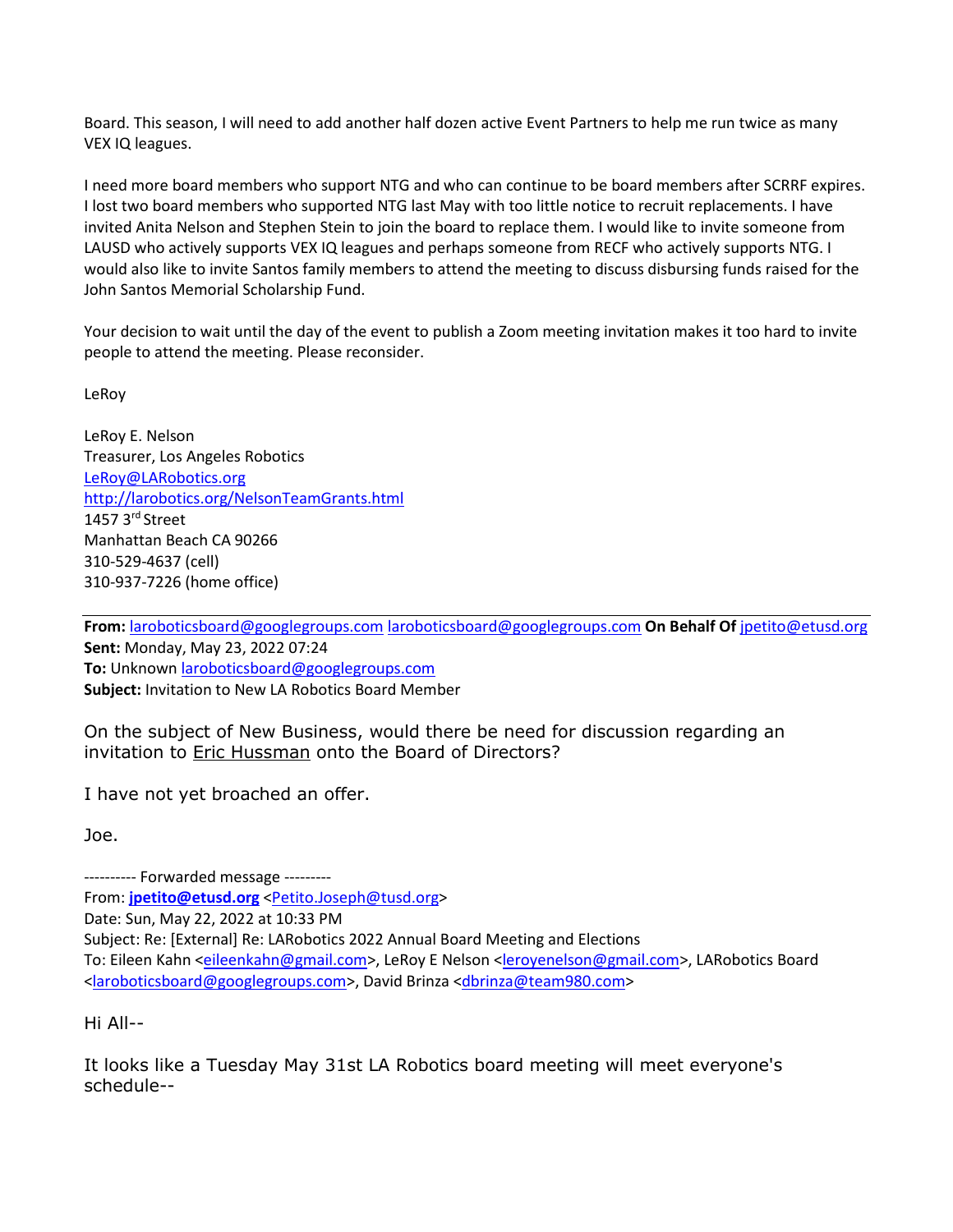Board. This season, I will need to add another half dozen active Event Partners to help me run twice as many VEX IQ leagues.

I need more board members who support NTG and who can continue to be board members after SCRRF expires. I lost two board members who supported NTG last May with too little notice to recruit replacements. I have invited Anita Nelson and Stephen Stein to join the board to replace them. I would like to invite someone from LAUSD who actively supports VEX IQ leagues and perhaps someone from RECF who actively supports NTG. I would also like to invite Santos family members to attend the meeting to discuss disbursing funds raised for the John Santos Memorial Scholarship Fund.

Your decision to wait until the day of the event to publish a Zoom meeting invitation makes it too hard to invite people to attend the meeting. Please reconsider.

LeRoy

LeRoy E. Nelson  
Treasurer, Los Angeles Robotics  
LeRoy@LARobotics.org  
http://larobotics.org/NelsonTeamGrants.html  
1457 3rd Street  
Manhattan Beach CA 90266  
310-529-4637 (cell)  
310-937-7226 (home office)

---

**From:** laroboticsboard@googlegroups.com laroboticsboard@googlegroups.com **On Behalf Of** jpetito@etusd.org  
**Sent:** Monday, May 23, 2022 07:24  
**To:** Unknown laroboticsboard@googlegroups.com  
**Subject:** Invitation to New LA Robotics Board Member

On the subject of New Business, would there be need for discussion regarding an invitation to Eric Hussman onto the Board of Directors?

I have not yet broached an offer.

Joe.

---------- Forwarded message ---------  
From: **jpetito@etusd.org** <Petito.Joseph@tusd.org>  
Date: Sun, May 22, 2022 at 10:33 PM  
Subject: Re: [External] Re: LARobotics 2022 Annual Board Meeting and Elections  
To: Eileen Kahn <eileenkahn@gmail.com>, LeRoy E Nelson <leroyenelson@gmail.com>, LARobotics Board <laroboticsboard@googlegroups.com>, David Brinza <dbrinza@team980.com>

Hi All--

It looks like a Tuesday May 31st LA Robotics board meeting will meet everyone's schedule--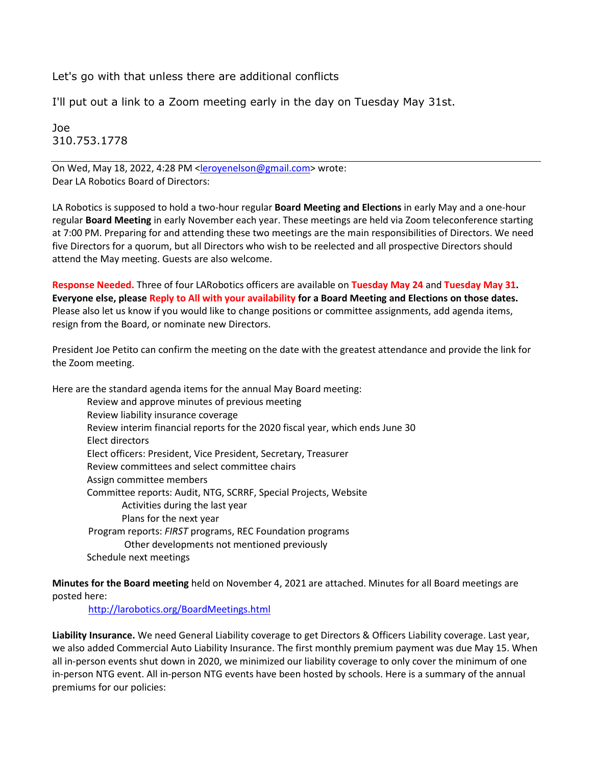Let's go with that unless there are additional conflicts

I'll put out a link to a Zoom meeting early in the day on Tuesday May 31st.

Joe
310.753.1778

---

On Wed, May 18, 2022, 4:28 PM <leroyenelson@gmail.com> wrote:
Dear LA Robotics Board of Directors:

LA Robotics is supposed to hold a two-hour regular **Board Meeting and Elections** in early May and a one-hour regular **Board Meeting** in early November each year. These meetings are held via Zoom teleconference starting at 7:00 PM. Preparing for and attending these two meetings are the main responsibilities of Directors. We need five Directors for a quorum, but all Directors who wish to be reelected and all prospective Directors should attend the May meeting. Guests are also welcome.

**Response Needed.** Three of four LARobotics officers are available on **Tuesday May 24** and **Tuesday May 31. Everyone else, please Reply to All with your availability for a Board Meeting and Elections on those dates.** Please also let us know if you would like to change positions or committee assignments, add agenda items, resign from the Board, or nominate new Directors.

President Joe Petito can confirm the meeting on the date with the greatest attendance and provide the link for the Zoom meeting.

Here are the standard agenda items for the annual May Board meeting:

- Review and approve minutes of previous meeting
- Review liability insurance coverage
- Review interim financial reports for the 2020 fiscal year, which ends June 30
- Elect directors
- Elect officers: President, Vice President, Secretary, Treasurer
- Review committees and select committee chairs
- Assign committee members
- Committee reports: Audit, NTG, SCRRF, Special Projects, Website
  - Activities during the last year
  - Plans for the next year
- Program reports: *FIRST* programs, REC Foundation programs
  - Other developments not mentioned previously
- Schedule next meetings

**Minutes for the Board meeting** held on November 4, 2021 are attached. Minutes for all Board meetings are posted here:

http://larobotics.org/BoardMeetings.html

**Liability Insurance.** We need General Liability coverage to get Directors & Officers Liability coverage. Last year, we also added Commercial Auto Liability Insurance. The first monthly premium payment was due May 15. When all in-person events shut down in 2020, we minimized our liability coverage to only cover the minimum of one in-person NTG event. All in-person NTG events have been hosted by schools. Here is a summary of the annual premiums for our policies: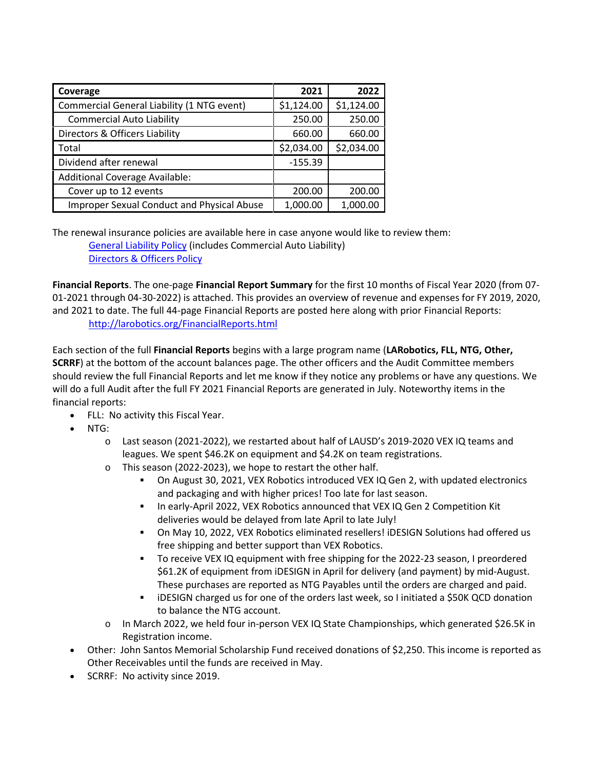| Coverage | 2021 | 2022 |
| --- | ---: | ---: |
| Commercial General Liability (1 NTG event) | $1,124.00 | $1,124.00 |
| Commercial Auto Liability | 250.00 | 250.00 |
| Directors & Officers Liability | 660.00 | 660.00 |
| Total | $2,034.00 | $2,034.00 |
| Dividend after renewal | -155.39 | |
| Additional Coverage Available: | | |
| Cover up to 12 events | 200.00 | 200.00 |
| Improper Sexual Conduct and Physical Abuse | 1,000.00 | 1,000.00 |

The renewal insurance policies are available here in case anyone would like to review them:

General Liability Policy (includes Commercial Auto Liability)
Directors & Officers Policy

**Financial Reports**. The one-page **Financial Report Summary** for the first 10 months of Fiscal Year 2020 (from 07-01-2021 through 04-30-2022) is attached. This provides an overview of revenue and expenses for FY 2019, 2020, and 2021 to date. The full 44-page Financial Reports are posted here along with prior Financial Reports:

http://larobotics.org/FinancialReports.html

Each section of the full **Financial Reports** begins with a large program name (**LARobotics, FLL, NTG, Other, SCRRF**) at the bottom of the account balances page. The other officers and the Audit Committee members should review the full Financial Reports and let me know if they notice any problems or have any questions. We will do a full Audit after the full FY 2021 Financial Reports are generated in July. Noteworthy items in the financial reports:

- FLL: No activity this Fiscal Year.
- NTG:
  - Last season (2021-2022), we restarted about half of LAUSD's 2019-2020 VEX IQ teams and leagues. We spent $46.2K on equipment and $4.2K on team registrations.
  - This season (2022-2023), we hope to restart the other half.
    - On August 30, 2021, VEX Robotics introduced VEX IQ Gen 2, with updated electronics and packaging and with higher prices! Too late for last season.
    - In early-April 2022, VEX Robotics announced that VEX IQ Gen 2 Competition Kit deliveries would be delayed from late April to late July!
    - On May 10, 2022, VEX Robotics eliminated resellers! iDESIGN Solutions had offered us free shipping and better support than VEX Robotics.
    - To receive VEX IQ equipment with free shipping for the 2022-23 season, I preordered $61.2K of equipment from iDESIGN in April for delivery (and payment) by mid-August. These purchases are reported as NTG Payables until the orders are charged and paid.
    - iDESIGN charged us for one of the orders last week, so I initiated a $50K QCD donation to balance the NTG account.
  - In March 2022, we held four in-person VEX IQ State Championships, which generated $26.5K in Registration income.
- Other: John Santos Memorial Scholarship Fund received donations of $2,250. This income is reported as Other Receivables until the funds are received in May.
- SCRRF: No activity since 2019.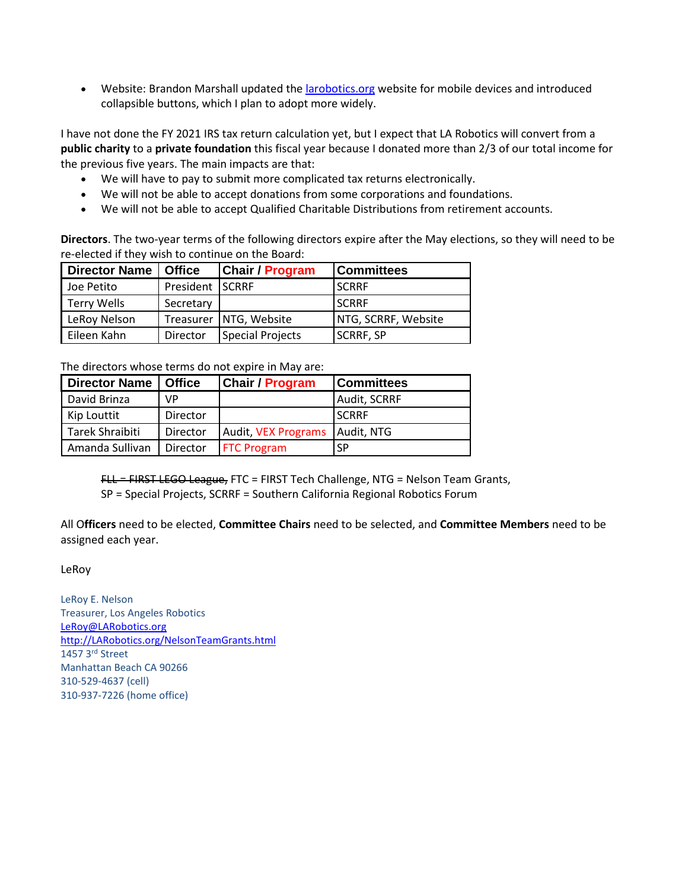- Website: Brandon Marshall updated the [larobotics.org](http://larobotics.org) website for mobile devices and introduced collapsible buttons, which I plan to adopt more widely.

I have not done the FY 2021 IRS tax return calculation yet, but I expect that LA Robotics will convert from a **public charity** to a **private foundation** this fiscal year because I donated more than 2/3 of our total income for the previous five years. The main impacts are that:

- We will have to pay to submit more complicated tax returns electronically.
- We will not be able to accept donations from some corporations and foundations.
- We will not be able to accept Qualified Charitable Distributions from retirement accounts.

**Directors**. The two-year terms of the following directors expire after the May elections, so they will need to be re-elected if they wish to continue on the Board:

| Director Name | Office | Chair / Program | Committees |
|---|---|---|---|
| Joe Petito | President | SCRRF | SCRRF |
| Terry Wells | Secretary | | SCRRF |
| LeRoy Nelson | Treasurer | NTG, Website | NTG, SCRRF, Website |
| Eileen Kahn | Director | Special Projects | SCRRF, SP |

The directors whose terms do not expire in May are:

| Director Name | Office | Chair / Program | Committees |
|---|---|---|---|
| David Brinza | VP | | Audit, SCRRF |
| Kip Louttit | Director | | SCRRF |
| Tarek Shraibiti | Director | Audit, VEX Programs | Audit, NTG |
| Amanda Sullivan | Director | FTC Program | SP |

~~FLL = FIRST LEGO League,~~ FTC = FIRST Tech Challenge, NTG = Nelson Team Grants, SP = Special Projects, SCRRF = Southern California Regional Robotics Forum

All O**fficers** need to be elected, **Committee Chairs** need to be selected, and **Committee Members** need to be assigned each year.

LeRoy

LeRoy E. Nelson
Treasurer, Los Angeles Robotics
[LeRoy@LARobotics.org](mailto:LeRoy@LARobotics.org)
[http://LARobotics.org/NelsonTeamGrants.html](http://LARobotics.org/NelsonTeamGrants.html)
1457 3rd Street
Manhattan Beach CA 90266
310-529-4637 (cell)
310-937-7226 (home office)